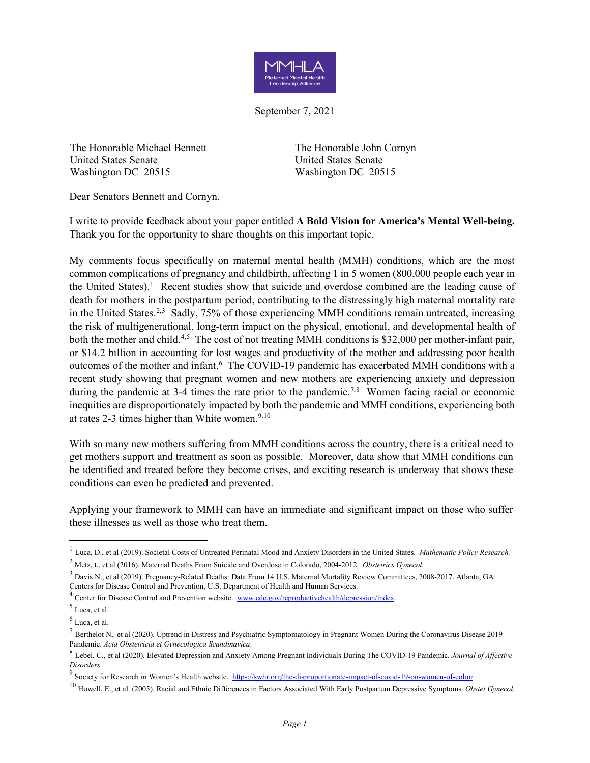MMHLA
Maternal Mental Health Leadership Alliance

September 7, 2021

The Honorable Michael Bennett
United States Senate
Washington DC 20515

The Honorable John Cornyn
United States Senate
Washington DC 20515

Dear Senators Bennett and Cornyn,

I write to provide feedback about your paper entitled **A Bold Vision for America's Mental Well-being.** Thank you for the opportunity to share thoughts on this important topic.

My comments focus specifically on maternal mental health (MMH) conditions, which are the most common complications of pregnancy and childbirth, affecting 1 in 5 women (800,000 people each year in the United States).[1] Recent studies show that suicide and overdose combined are the leading cause of death for mothers in the postpartum period, contributing to the distressingly high maternal mortality rate in the United States.[2,3] Sadly, 75% of those experiencing MMH conditions remain untreated, increasing the risk of multigenerational, long-term impact on the physical, emotional, and developmental health of both the mother and child.[4,5] The cost of not treating MMH conditions is $32,000 per mother-infant pair, or $14.2 billion in accounting for lost wages and productivity of the mother and addressing poor health outcomes of the mother and infant.[6] The COVID-19 pandemic has exacerbated MMH conditions with a recent study showing that pregnant women and new mothers are experiencing anxiety and depression during the pandemic at 3-4 times the rate prior to the pandemic.[7,8] Women facing racial or economic inequities are disproportionately impacted by both the pandemic and MMH conditions, experiencing both at rates 2-3 times higher than White women.[9,10]

With so many new mothers suffering from MMH conditions across the country, there is a critical need to get mothers support and treatment as soon as possible. Moreover, data show that MMH conditions can be identified and treated before they become crises, and exciting research is underway that shows these conditions can even be predicted and prevented.

Applying your framework to MMH can have an immediate and significant impact on those who suffer these illnesses as well as those who treat them.

---

[1] Luca, D., et al (2019). Societal Costs of Untreated Perinatal Mood and Anxiety Disorders in the United States. *Mathematic Policy Research.*

[2] Metz, t., et al (2016). Maternal Deaths From Suicide and Overdose in Colorado, 2004-2012. *Obstetrics Gynecol.*

[3] Davis N., et al (2019). Pregnancy-Related Deaths: Data From 14 U.S. Maternal Mortality Review Committees, 2008-2017. Atlanta, GA: Centers for Disease Control and Prevention, U.S. Department of Health and Human Services.

[4] Center for Disease Control and Prevention website. www.cdc.gov/reproductivehealth/depression/index.

[5] Luca, et al.

[6] Luca, et al.

[7] Berthelot N,. et al (2020). Uptrend in Distress and Psychiatric Symptomatology in Pregnant Women During the Coronavirus Disease 2019 Pandemic. *Acta Obstetricia et Gynecologica Scandinavica*.

[8] Lebel, C., et al (2020). Elevated Depression and Anxiety Among Pregnant Individuals During The COVID-19 Pandemic. *Journal of Affective Disorders.*

[9] Society for Research in Women's Health website. https://swhr.org/the-disproportionate-impact-of-covid-19-on-women-of-color/

[10] Howell, E., et al. (2005). Racial and Ethnic Differences in Factors Associated With Early Postpartum Depressive Symptoms. *Obstet Gynecol.*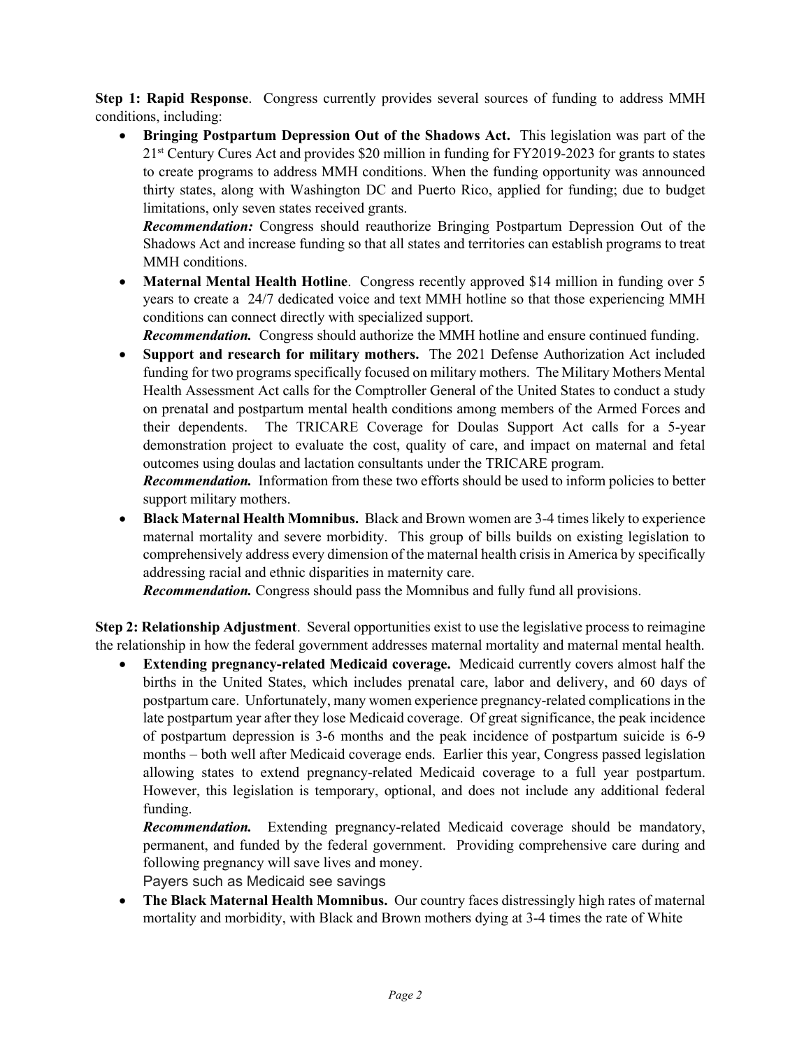**Step 1: Rapid Response**. Congress currently provides several sources of funding to address MMH conditions, including:

- **Bringing Postpartum Depression Out of the Shadows Act.** This legislation was part of the 21st Century Cures Act and provides \$20 million in funding for FY2019-2023 for grants to states to create programs to address MMH conditions. When the funding opportunity was announced thirty states, along with Washington DC and Puerto Rico, applied for funding; due to budget limitations, only seven states received grants.
  
  ***Recommendation:*** Congress should reauthorize Bringing Postpartum Depression Out of the Shadows Act and increase funding so that all states and territories can establish programs to treat MMH conditions.

- **Maternal Mental Health Hotline**. Congress recently approved \$14 million in funding over 5 years to create a 24/7 dedicated voice and text MMH hotline so that those experiencing MMH conditions can connect directly with specialized support.
  
  ***Recommendation.*** Congress should authorize the MMH hotline and ensure continued funding.

- **Support and research for military mothers.** The 2021 Defense Authorization Act included funding for two programs specifically focused on military mothers. The Military Mothers Mental Health Assessment Act calls for the Comptroller General of the United States to conduct a study on prenatal and postpartum mental health conditions among members of the Armed Forces and their dependents. The TRICARE Coverage for Doulas Support Act calls for a 5-year demonstration project to evaluate the cost, quality of care, and impact on maternal and fetal outcomes using doulas and lactation consultants under the TRICARE program.
  
  ***Recommendation.*** Information from these two efforts should be used to inform policies to better support military mothers.

- **Black Maternal Health Momnibus.** Black and Brown women are 3-4 times likely to experience maternal mortality and severe morbidity. This group of bills builds on existing legislation to comprehensively address every dimension of the maternal health crisis in America by specifically addressing racial and ethnic disparities in maternity care.
  
  ***Recommendation.*** Congress should pass the Momnibus and fully fund all provisions.

**Step 2: Relationship Adjustment**. Several opportunities exist to use the legislative process to reimagine the relationship in how the federal government addresses maternal mortality and maternal mental health.

- **Extending pregnancy-related Medicaid coverage.** Medicaid currently covers almost half the births in the United States, which includes prenatal care, labor and delivery, and 60 days of postpartum care. Unfortunately, many women experience pregnancy-related complications in the late postpartum year after they lose Medicaid coverage. Of great significance, the peak incidence of postpartum depression is 3-6 months and the peak incidence of postpartum suicide is 6-9 months – both well after Medicaid coverage ends. Earlier this year, Congress passed legislation allowing states to extend pregnancy-related Medicaid coverage to a full year postpartum. However, this legislation is temporary, optional, and does not include any additional federal funding.
  
  ***Recommendation.*** Extending pregnancy-related Medicaid coverage should be mandatory, permanent, and funded by the federal government. Providing comprehensive care during and following pregnancy will save lives and money.
  
  Payers such as Medicaid see savings

- **The Black Maternal Health Momnibus.** Our country faces distressingly high rates of maternal mortality and morbidity, with Black and Brown mothers dying at 3-4 times the rate of White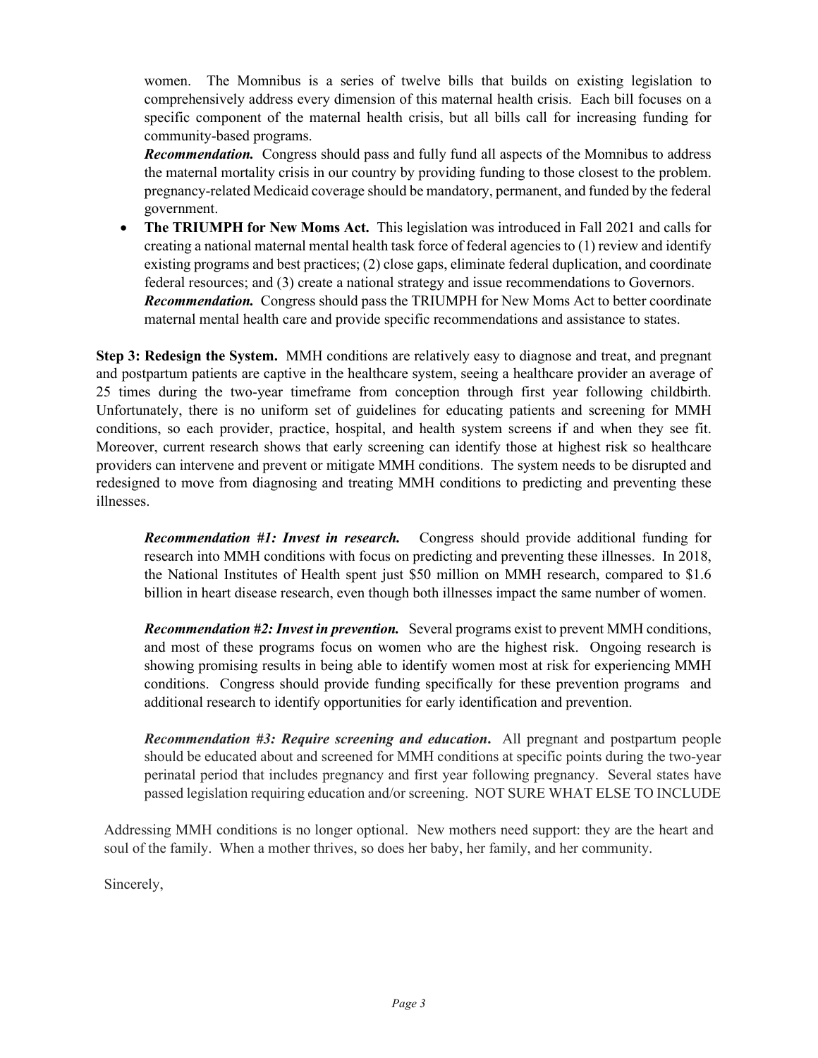women. The Momnibus is a series of twelve bills that builds on existing legislation to comprehensively address every dimension of this maternal health crisis. Each bill focuses on a specific component of the maternal health crisis, but all bills call for increasing funding for community-based programs.

***Recommendation.*** Congress should pass and fully fund all aspects of the Momnibus to address the maternal mortality crisis in our country by providing funding to those closest to the problem. pregnancy-related Medicaid coverage should be mandatory, permanent, and funded by the federal government.

- **The TRIUMPH for New Moms Act.** This legislation was introduced in Fall 2021 and calls for creating a national maternal mental health task force of federal agencies to (1) review and identify existing programs and best practices; (2) close gaps, eliminate federal duplication, and coordinate federal resources; and (3) create a national strategy and issue recommendations to Governors.

  ***Recommendation.*** Congress should pass the TRIUMPH for New Moms Act to better coordinate maternal mental health care and provide specific recommendations and assistance to states.

**Step 3: Redesign the System.** MMH conditions are relatively easy to diagnose and treat, and pregnant and postpartum patients are captive in the healthcare system, seeing a healthcare provider an average of 25 times during the two-year timeframe from conception through first year following childbirth. Unfortunately, there is no uniform set of guidelines for educating patients and screening for MMH conditions, so each provider, practice, hospital, and health system screens if and when they see fit. Moreover, current research shows that early screening can identify those at highest risk so healthcare providers can intervene and prevent or mitigate MMH conditions. The system needs to be disrupted and redesigned to move from diagnosing and treating MMH conditions to predicting and preventing these illnesses.

> ***Recommendation #1: Invest in research.*** Congress should provide additional funding for research into MMH conditions with focus on predicting and preventing these illnesses. In 2018, the National Institutes of Health spent just $50 million on MMH research, compared to $1.6 billion in heart disease research, even though both illnesses impact the same number of women.

> ***Recommendation #2: Invest in prevention.*** Several programs exist to prevent MMH conditions, and most of these programs focus on women who are the highest risk. Ongoing research is showing promising results in being able to identify women most at risk for experiencing MMH conditions. Congress should provide funding specifically for these prevention programs and additional research to identify opportunities for early identification and prevention.

> ***Recommendation #3: Require screening and education*.** All pregnant and postpartum people should be educated about and screened for MMH conditions at specific points during the two-year perinatal period that includes pregnancy and first year following pregnancy. Several states have passed legislation requiring education and/or screening. NOT SURE WHAT ELSE TO INCLUDE

Addressing MMH conditions is no longer optional. New mothers need support: they are the heart and soul of the family. When a mother thrives, so does her baby, her family, and her community.

Sincerely,